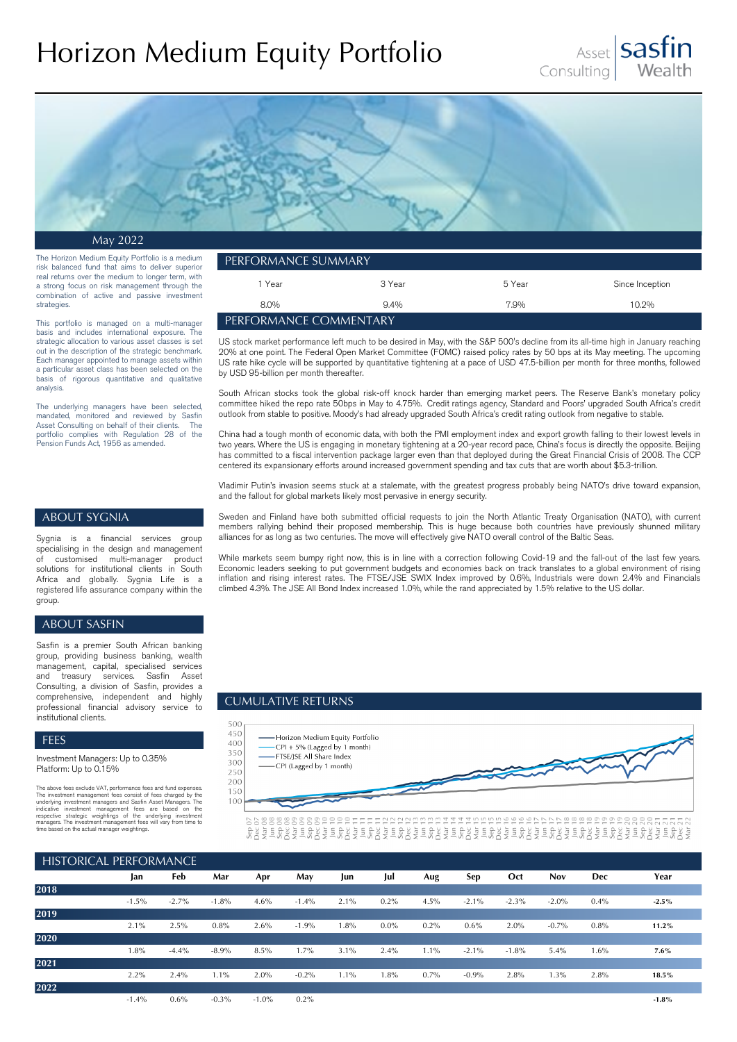# Horizon Medium Equity Portfolio

Asset Consulting | sasfin Wealth

May 2022

The Horizon Medium Equity Portfolio is a medium risk balanced fund that aims to deliver superior real returns over the medium to longer term, with a strong focus on risk management through the combination of active and passive investment strategies.

This portfolio is managed on a multi-manager basis and includes international exposure. The strategic allocation to various asset classes is set out in the description of the strategic benchmark. Each manager appointed to manage assets within a particular asset class has been selected on the basis of rigorous quantitative and qualitative analysis.

The underlying managers have been selected, mandated, monitored and reviewed by Sasfin Asset Consulting on behalf of their clients. The portfolio complies with Regulation 28 of the Pension Funds Act, 1956 as amended.

## ABOUT SYGNIA

Sygnia is a financial services group specialising in the design and management of customised multi-manager product solutions for institutional clients in South Africa and globally. Sygnia Life is a registered life assurance company within the group.

## ABOUT SASFIN

Sasfin is a premier South African banking group, providing business banking, wealth management, capital, specialised services and treasury services. Sasfin Asset Consulting, a division of Sasfin, provides a comprehensive, independent and highly professional financial advisory service to institutional clients.

## FEES

Investment Managers: Up to 0.35%
Platform: Up to 0.15%

The above fees exclude VAT, performance fees and fund expenses. The investment management fees consist of fees charged by the underlying investment managers and Sasfin Asset Managers. The indicative investment management fees are based on the respective strategic weightings of the underlying investment managers. The investment management fees will vary from time to time based on the actual manager weightings.

## PERFORMANCE SUMMARY

| 1 Year | 3 Year | 5 Year | Since Inception |
|---|---|---|---|
| 8.0% | 9.4% | 7.9% | 10.2% |

## PERFORMANCE COMMENTARY

US stock market performance left much to be desired in May, with the S&P 500's decline from its all-time high in January reaching 20% at one point. The Federal Open Market Committee (FOMC) raised policy rates by 50 bps at its May meeting. The upcoming US rate hike cycle will be supported by quantitative tightening at a pace of USD 47.5-billion per month for three months, followed by USD 95-billion per month thereafter.

South African stocks took the global risk-off knock harder than emerging market peers. The Reserve Bank's monetary policy committee hiked the repo rate 50bps in May to 4.75%. Credit ratings agency, Standard and Poors' upgraded South Africa's credit outlook from stable to positive. Moody's had already upgraded South Africa's credit rating outlook from negative to stable.

China had a tough month of economic data, with both the PMI employment index and export growth falling to their lowest levels in two years. Where the US is engaging in monetary tightening at a 20-year record pace, China's focus is directly the opposite. Beijing has committed to a fiscal intervention package larger even than that deployed during the Great Financial Crisis of 2008. The CCP centered its expansionary efforts around increased government spending and tax cuts that are worth about $5.3-trillion.

Vladimir Putin's invasion seems stuck at a stalemate, with the greatest progress probably being NATO's drive toward expansion, and the fallout for global markets likely most pervasive in energy security.

Sweden and Finland have both submitted official requests to join the North Atlantic Treaty Organisation (NATO), with current members rallying behind their proposed membership. This is huge because both countries have previously shunned military alliances for as long as two centuries. The move will effectively give NATO overall control of the Baltic Seas.

While markets seem bumpy right now, this is in line with a correction following Covid-19 and the fall-out of the last few years. Economic leaders seeking to put government budgets and economies back on track translates to a global environment of rising inflation and rising interest rates. The FTSE/JSE SWIX Index improved by 0.6%, Industrials were down 2.4% and Financials climbed 4.3%. The JSE All Bond Index increased 1.0%, while the rand appreciated by 1.5% relative to the US dollar.

## CUMULATIVE RETURNS

Legend: Horizon Medium Equity Portfolio; CPI + 5% (Lagged by 1 month); FTSE/JSE All Share Index; CPI (Lagged by 1 month)

## HISTORICAL PERFORMANCE

| | Jan | Feb | Mar | Apr | May | Jun | Jul | Aug | Sep | Oct | Nov | Dec | Year |
|---|---|---|---|---|---|---|---|---|---|---|---|---|---|
| **2018** | -1.5% | -2.7% | -1.8% | 4.6% | -1.4% | 2.1% | 0.2% | 4.5% | -2.1% | -2.3% | -2.0% | 0.4% | **-2.5%** |
| **2019** | 2.1% | 2.5% | 0.8% | 2.6% | -1.9% | 1.8% | 0.0% | 0.2% | 0.6% | 2.0% | -0.7% | 0.8% | **11.2%** |
| **2020** | 1.8% | -4.4% | -8.9% | 8.5% | 1.7% | 3.1% | 2.4% | 1.1% | -2.1% | -1.8% | 5.4% | 1.6% | **7.6%** |
| **2021** | 2.2% | 2.4% | 1.1% | 2.0% | -0.2% | 1.1% | 1.8% | 0.7% | -0.9% | 2.8% | 1.3% | 2.8% | **18.5%** |
| **2022** | -1.4% | 0.6% | -0.3% | -1.0% | 0.2% | | | | | | | | **-1.8%** |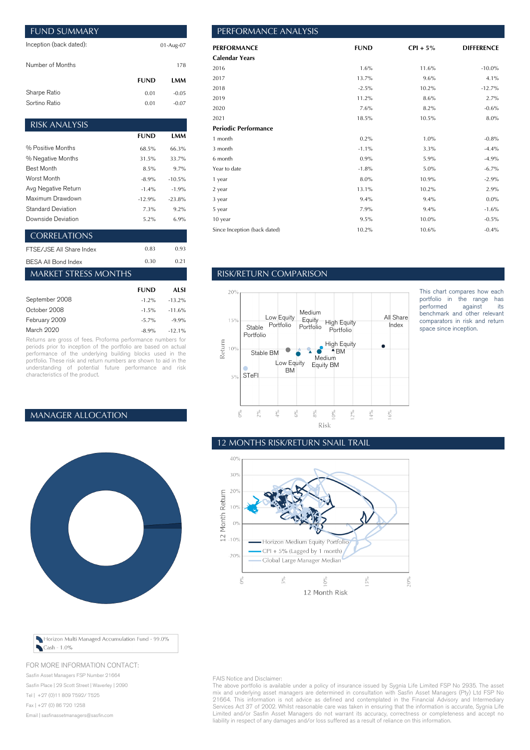## FUND SUMMARY

| | | |
|---|---|---|
| Inception (back dated): | | 01-Aug-07 |
| Number of Months | | 178 |
| | **FUND** | **LMM** |
| Sharpe Ratio | 0.01 | -0.05 |
| Sortino Ratio | 0.01 | -0.07 |

## RISK ANALYSIS

| | **FUND** | **LMM** |
|---|---|---|
| % Positive Months | 68.5% | 66.3% |
| % Negative Months | 31.5% | 33.7% |
| Best Month | 8.5% | 9.7% |
| Worst Month | -8.9% | -10.5% |
| Avg Negative Return | -1.4% | -1.9% |
| Maximum Drawdown | -12.9% | -23.8% |
| Standard Deviation | 7.3% | 9.2% |
| Downside Deviation | 5.2% | 6.9% |

## CORRELATIONS

| | | |
|---|---|---|
| FTSE/JSE All Share Index | 0.83 | 0.93 |
| BESA All Bond Index | 0.30 | 0.21 |

## MARKET STRESS MONTHS

| | **FUND** | **ALSI** |
|---|---|---|
| September 2008 | -1.2% | -13.2% |
| October 2008 | -1.5% | -11.6% |
| February 2009 | -5.7% | -9.9% |
| March 2020 | -8.9% | -12.1% |

Returns are gross of fees. Proforma performance numbers for periods prior to inception of the portfolio are based on actual performance of the underlying building blocks used in the portfolio. These risk and return numbers are shown to aid in the understanding of potential future performance and risk characteristics of the product.

## MANAGER ALLOCATION

Horizon Multi Managed Accumulation Fund - 99.0%
Cash - 1.0%

## PERFORMANCE ANALYSIS

| **PERFORMANCE** | **FUND** | **CPI + 5%** | **DIFFERENCE** |
|---|---|---|---|
| **Calendar Years** | | | |
| 2016 | 1.6% | 11.6% | -10.0% |
| 2017 | 13.7% | 9.6% | 4.1% |
| 2018 | -2.5% | 10.2% | -12.7% |
| 2019 | 11.2% | 8.6% | 2.7% |
| 2020 | 7.6% | 8.2% | -0.6% |
| 2021 | 18.5% | 10.5% | 8.0% |
| **Periodic Performance** | | | |
| 1 month | 0.2% | 1.0% | -0.8% |
| 3 month | -1.1% | 3.3% | -4.4% |
| 6 month | 0.9% | 5.9% | -4.9% |
| Year to date | -1.8% | 5.0% | -6.7% |
| 1 year | 8.0% | 10.9% | -2.9% |
| 2 year | 13.1% | 10.2% | 2.9% |
| 3 year | 9.4% | 9.4% | 0.0% |
| 5 year | 7.9% | 9.4% | -1.6% |
| 10 year | 9.5% | 10.0% | -0.5% |
| Since Inception (back dated) | 10.2% | 10.6% | -0.4% |

## RISK/RETURN COMPARISON

Return
20%
15%
10%
5%
0% 2% 4% 6% 8% 10% 12% 14% 16%
Risk

Stable Portfolio
Low Equity Portfolio
Medium Equity Portfolio
High Equity Portfolio
All Share Index
High Equity BM
Stable BM
Medium Equity BM
Low Equity BM
STeFI

This chart compares how each portfolio in the range has performed against its benchmark and other relevant comparators in risk and return space since inception.

## 12 MONTHS RISK/RETURN SNAIL TRAIL

12 Month Return
40%
30%
20%
10%
0%
-10%
-20%
0% 5% 10% 15% 20%
12 Month Risk

Horizon Medium Equity Portfolio
CPI + 5% (Lagged by 1 month)
Global Large Manager Median

FOR MORE INFORMATION CONTACT:

Sasfin Asset Managers FSP Number 21664

Sasfin Place | 29 Scott Street | Waverley | 2090

Tel | +27 (0)11 809 7592/ 7525

Fax | +27 (0) 86 720 1258

Email | sasfinassetmanagers@sasfin.com

FAIS Notice and Disclaimer:
The above portfolio is available under a policy of insurance issued by Sygnia Life Limited FSP No 2935. The asset mix and underlying asset managers are determined in consultation with Sasfin Asset Managers (Pty) Ltd FSP No 21664. This information is not advice as defined and contemplated in the Financial Advisory and Intermediary Services Act 37 of 2002. Whilst reasonable care was taken in ensuring that the information is accurate, Sygnia Life Limited and/or Sasfin Asset Managers do not warrant its accuracy, correctness or completeness and accept no liability in respect of any damages and/or loss suffered as a result of reliance on this information.